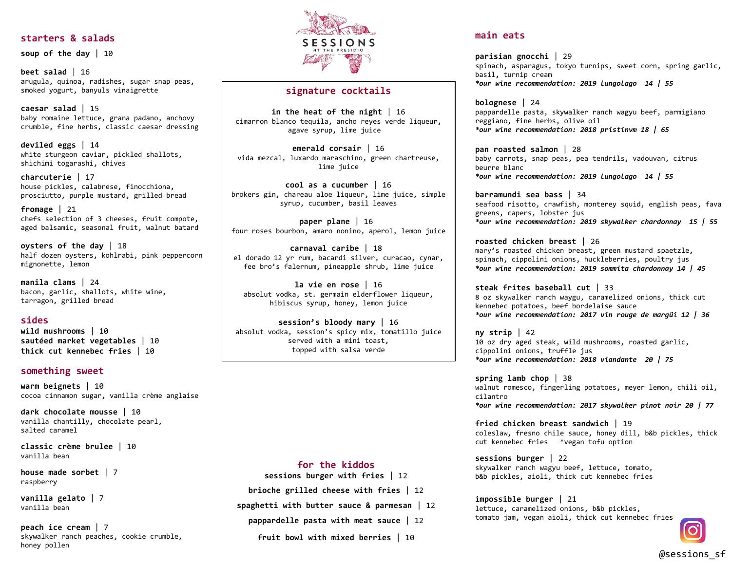# SESSIONS
AT THE PRESIDIO

## starters & salads

**soup of the day** | 10

**beet salad** | 16
arugula, quinoa, radishes, sugar snap peas, smoked yogurt, banyuls vinaigrette

**caesar salad** | 15
baby romaine lettuce, grana padano, anchovy crumble, fine herbs, classic caesar dressing

**deviled eggs** | 14
white sturgeon caviar, pickled shallots, shichimi togarashi, chives

**charcuterie** | 17
house pickles, calabrese, finocchiona, prosciutto, purple mustard, grilled bread

**fromage** | 21
chefs selection of 3 cheeses, fruit compote, aged balsamic, seasonal fruit, walnut batard

**oysters of the day** | 18
half dozen oysters, kohlrabi, pink peppercorn mignonette, lemon

**manila clams** | 24
bacon, garlic, shallots, white wine, tarragon, grilled bread

## sides

**wild mushrooms** | 10
**sautéed market vegetables** | 10
**thick cut kennebec fries** | 10

## something sweet

**warm beignets** | 10
cocoa cinnamon sugar, vanilla crème anglaise

**dark chocolate mousse** | 10
vanilla chantilly, chocolate pearl, salted caramel

**classic crème brulee** | 10
vanilla bean

**house made sorbet** | 7
raspberry

**vanilla gelato** | 7
vanilla bean

**peach ice cream** | 7
skywalker ranch peaches, cookie crumble, honey pollen

## signature cocktails

**in the heat of the night** | 16
cimarron blanco tequila, ancho reyes verde liqueur, agave syrup, lime juice

**emerald corsair** | 16
vida mezcal, luxardo maraschino, green chartreuse, lime juice

**cool as a cucumber** | 16
brokers gin, chareau aloe liqueur, lime juice, simple syrup, cucumber, basil leaves

**paper plane** | 16
four roses bourbon, amaro nonino, aperol, lemon juice

**carnaval caribe** | 18
el dorado 12 yr rum, bacardi silver, curacao, cynar, fee bro's falernum, pineapple shrub, lime juice

**la vie en rose** | 16
absolut vodka, st. germain elderflower liqueur, hibiscus syrup, honey, lemon juice

**session's bloody mary** | 16
absolut vodka, session's spicy mix, tomatillo juice served with a mini toast, topped with salsa verde

## for the kiddos

**sessions burger with fries** | 12

**brioche grilled cheese with fries** | 12

**spaghetti with butter sauce & parmesan** | 12

**pappardelle pasta with meat sauce** | 12

**fruit bowl with mixed berries** | 10

## main eats

**parisian gnocchi** | 29
spinach, asparagus, tokyo turnips, sweet corn, spring garlic, basil, turnip cream
***our wine recommendation: 2019 lungolago 14 | 55***

**bolognese** | 24
pappardelle pasta, skywalker ranch wagyu beef, parmigiano reggiano, fine herbs, olive oil
***our wine recommendation: 2018 pristinvm 18 | 65***

**pan roasted salmon** | 28
baby carrots, snap peas, pea tendrils, vadouvan, citrus beurre blanc
***our wine recommendation: 2019 lungolago 14 | 55***

**barramundi sea bass** | 34
seafood risotto, crawfish, monterey squid, english peas, fava greens, capers, lobster jus
***our wine recommendation: 2019 skywalker chardonnay 15 | 55***

**roasted chicken breast** | 26
mary's roasted chicken breast, green mustard spaetzle, spinach, cippolini onions, huckleberries, poultry jus
***our wine recommendation: 2019 sommita chardonnay 14 | 45***

**steak frites baseball cut** | 33
8 oz skywalker ranch waygu, caramelized onions, thick cut kennebec potatoes, beef bordelaise sauce
***our wine recommendation: 2017 vin rouge de margüi 12 | 36***

**ny strip** | 42
10 oz dry aged steak, wild mushrooms, roasted garlic, cippolini onions, truffle jus
***our wine recommendation: 2018 viandante 20 | 75***

**spring lamb chop** | 38
walnut romesco, fingerling potatoes, meyer lemon, chili oil, cilantro
***our wine recommendation: 2017 skywalker pinot noir 20 | 77***

**fried chicken breast sandwich** | 19
coleslaw, fresno chile sauce, honey dill, b&b pickles, thick cut kennebec fries *vegan tofu option

**sessions burger** | 22
skywalker ranch wagyu beef, lettuce, tomato, b&b pickles, aioli, thick cut kennebec fries

**impossible burger** | 21
lettuce, caramelized onions, b&b pickles, tomato jam, vegan aioli, thick cut kennebec fries

@sessions_sf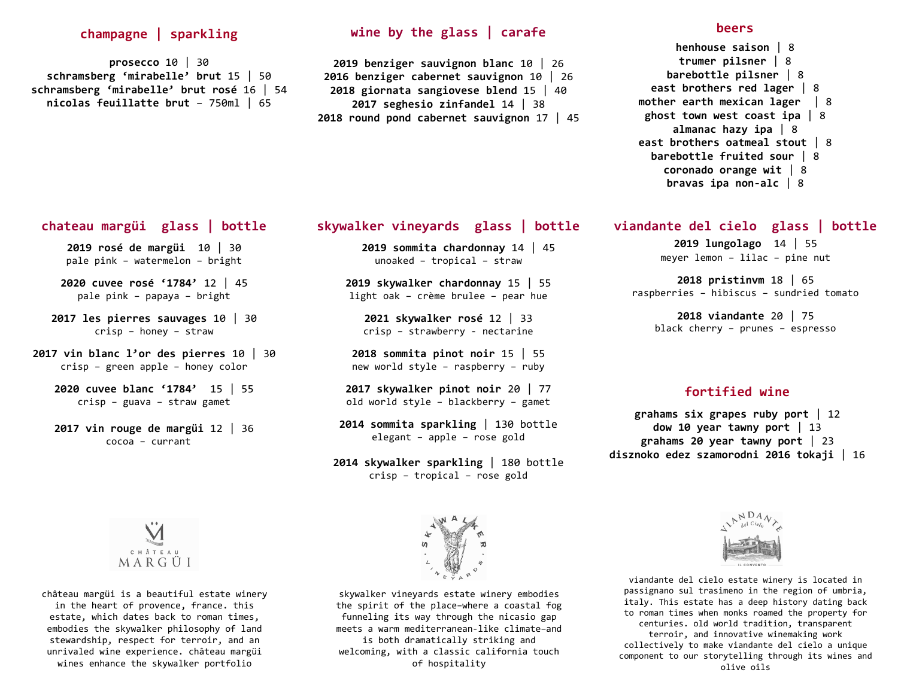## champagne | sparkling

**prosecco** 10 | 30
**schramsberg 'mirabelle' brut** 15 | 50
**schramsberg 'mirabelle' brut rosé** 16 | 54
**nicolas feuillatte brut** – 750ml | 65

## wine by the glass | carafe

**2019 benziger sauvignon blanc** 10 | 26
**2016 benziger cabernet sauvignon** 10 | 26
**2018 giornata sangiovese blend** 15 | 40
**2017 seghesio zinfandel** 14 | 38
**2018 round pond cabernet sauvignon** 17 | 45

## beers

**henhouse saison** | 8
**trumer pilsner** | 8
**barebottle pilsner** | 8
**east brothers red lager** | 8
**mother earth mexican lager** | 8
**ghost town west coast ipa** | 8
**almanac hazy ipa** | 8
**east brothers oatmeal stout** | 8
**barebottle fruited sour** | 8
**coronado orange wit** | 8
**bravas ipa non-alc** | 8

## chateau margüi glass | bottle

**2019 rosé de margüi** 10 | 30
pale pink – watermelon – bright

**2020 cuvee rosé '1784'** 12 | 45
pale pink – papaya – bright

**2017 les pierres sauvages** 10 | 30
crisp – honey – straw

**2017 vin blanc l'or des pierres** 10 | 30
crisp – green apple – honey color

**2020 cuvee blanc '1784'** 15 | 55
crisp – guava – straw gamet

**2017 vin rouge de margüi** 12 | 36
cocoa – currant

## skywalker vineyards glass | bottle

**2019 sommita chardonnay** 14 | 45
unoaked – tropical – straw

**2019 skywalker chardonnay** 15 | 55
light oak – crème brulee – pear hue

**2021 skywalker rosé** 12 | 33
crisp – strawberry - nectarine

**2018 sommita pinot noir** 15 | 55
new world style – raspberry – ruby

**2017 skywalker pinot noir** 20 | 77
old world style – blackberry – gamet

**2014 sommita sparkling** | 130 bottle
elegant – apple – rose gold

**2014 skywalker sparkling** | 180 bottle
crisp – tropical – rose gold

## viandante del cielo glass | bottle

**2019 lungolago** 14 | 55
meyer lemon – lilac – pine nut

**2018 pristinvm** 18 | 65
raspberries – hibiscus – sundried tomato

**2018 viandante** 20 | 75
black cherry – prunes – espresso

## fortified wine

**grahams six grapes ruby port** | 12
**dow 10 year tawny port** | 13
**grahams 20 year tawny port** | 23
**disznoko edez szamorodni 2016 tokaji** | 16

CHÂTEAU MARGÜI

château margüi is a beautiful estate winery in the heart of provence, france. this estate, which dates back to roman times, embodies the skywalker philosophy of land stewardship, respect for terroir, and an unrivaled wine experience. château margüi wines enhance the skywalker portfolio

SKYWALKER VINEYARDS

skywalker vineyards estate winery embodies the spirit of the place–where a coastal fog funneling its way through the nicasio gap meets a warm mediterranean-like climate–and is both dramatically striking and welcoming, with a classic california touch of hospitality

VIANDANTE del Cielo
IL CONVENTO

viandante del cielo estate winery is located in passignano sul trasimeno in the region of umbria, italy. This estate has a deep history dating back to roman times when monks roamed the property for centuries. old world tradition, transparent terroir, and innovative winemaking work collectively to make viandante del cielo a unique component to our storytelling through its wines and olive oils